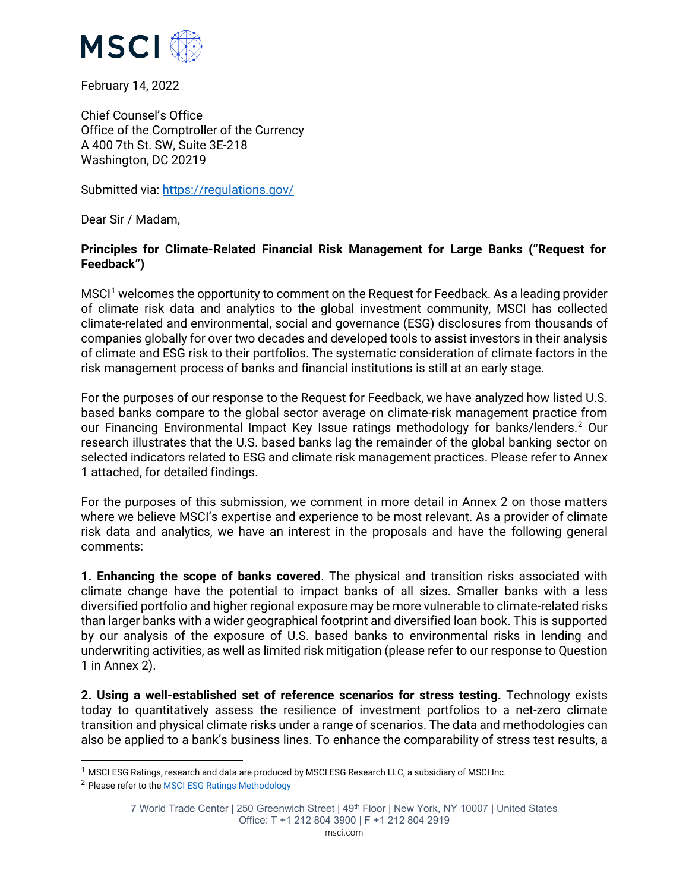MSCI

February 14, 2022

Chief Counsel's Office
Office of the Comptroller of the Currency
A 400 7th St. SW, Suite 3E-218
Washington, DC 20219

Submitted via: https://regulations.gov/

Dear Sir / Madam,

**Principles for Climate-Related Financial Risk Management for Large Banks ("Request for Feedback")**

MSCI[1] welcomes the opportunity to comment on the Request for Feedback. As a leading provider of climate risk data and analytics to the global investment community, MSCI has collected climate-related and environmental, social and governance (ESG) disclosures from thousands of companies globally for over two decades and developed tools to assist investors in their analysis of climate and ESG risk to their portfolios. The systematic consideration of climate factors in the risk management process of banks and financial institutions is still at an early stage.

For the purposes of our response to the Request for Feedback, we have analyzed how listed U.S. based banks compare to the global sector average on climate-risk management practice from our Financing Environmental Impact Key Issue ratings methodology for banks/lenders.[2] Our research illustrates that the U.S. based banks lag the remainder of the global banking sector on selected indicators related to ESG and climate risk management practices. Please refer to Annex 1 attached, for detailed findings.

For the purposes of this submission, we comment in more detail in Annex 2 on those matters where we believe MSCI's expertise and experience to be most relevant. As a provider of climate risk data and analytics, we have an interest in the proposals and have the following general comments:

**1. Enhancing the scope of banks covered**. The physical and transition risks associated with climate change have the potential to impact banks of all sizes. Smaller banks with a less diversified portfolio and higher regional exposure may be more vulnerable to climate-related risks than larger banks with a wider geographical footprint and diversified loan book. This is supported by our analysis of the exposure of U.S. based banks to environmental risks in lending and underwriting activities, as well as limited risk mitigation (please refer to our response to Question 1 in Annex 2).

**2. Using a well-established set of reference scenarios for stress testing.** Technology exists today to quantitatively assess the resilience of investment portfolios to a net-zero climate transition and physical climate risks under a range of scenarios. The data and methodologies can also be applied to a bank's business lines. To enhance the comparability of stress test results, a

[1] MSCI ESG Ratings, research and data are produced by MSCI ESG Research LLC, a subsidiary of MSCI Inc.

[2] Please refer to the MSCI ESG Ratings Methodology

7 World Trade Center | 250 Greenwich Street | 49th Floor | New York, NY 10007 | United States
Office: T +1 212 804 3900 | F +1 212 804 2919
msci.com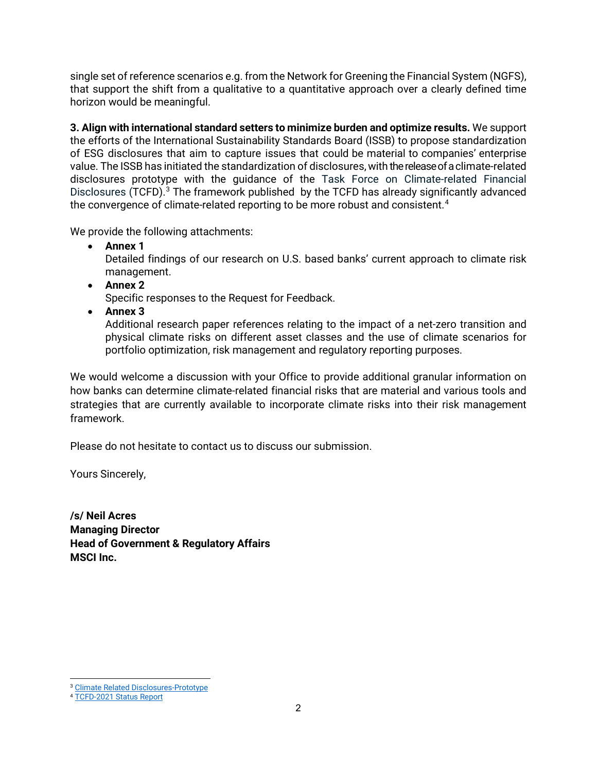single set of reference scenarios e.g. from the Network for Greening the Financial System (NGFS), that support the shift from a qualitative to a quantitative approach over a clearly defined time horizon would be meaningful.

**3. Align with international standard setters to minimize burden and optimize results.** We support the efforts of the International Sustainability Standards Board (ISSB) to propose standardization of ESG disclosures that aim to capture issues that could be material to companies' enterprise value. The ISSB has initiated the standardization of disclosures, with the release of a climate-related disclosures prototype with the guidance of the Task Force on Climate-related Financial Disclosures (TCFD).[3] The framework published by the TCFD has already significantly advanced the convergence of climate-related reporting to be more robust and consistent.[4]

We provide the following attachments:

- **Annex 1**
  Detailed findings of our research on U.S. based banks' current approach to climate risk management.
- **Annex 2**
  Specific responses to the Request for Feedback.
- **Annex 3**
  Additional research paper references relating to the impact of a net-zero transition and physical climate risks on different asset classes and the use of climate scenarios for portfolio optimization, risk management and regulatory reporting purposes.

We would welcome a discussion with your Office to provide additional granular information on how banks can determine climate-related financial risks that are material and various tools and strategies that are currently available to incorporate climate risks into their risk management framework.

Please do not hesitate to contact us to discuss our submission.

Yours Sincerely,

**/s/ Neil Acres**
**Managing Director**
**Head of Government & Regulatory Affairs**
**MSCI Inc.**

---

[3] Climate Related Disclosures-Prototype

[4] TCFD-2021 Status Report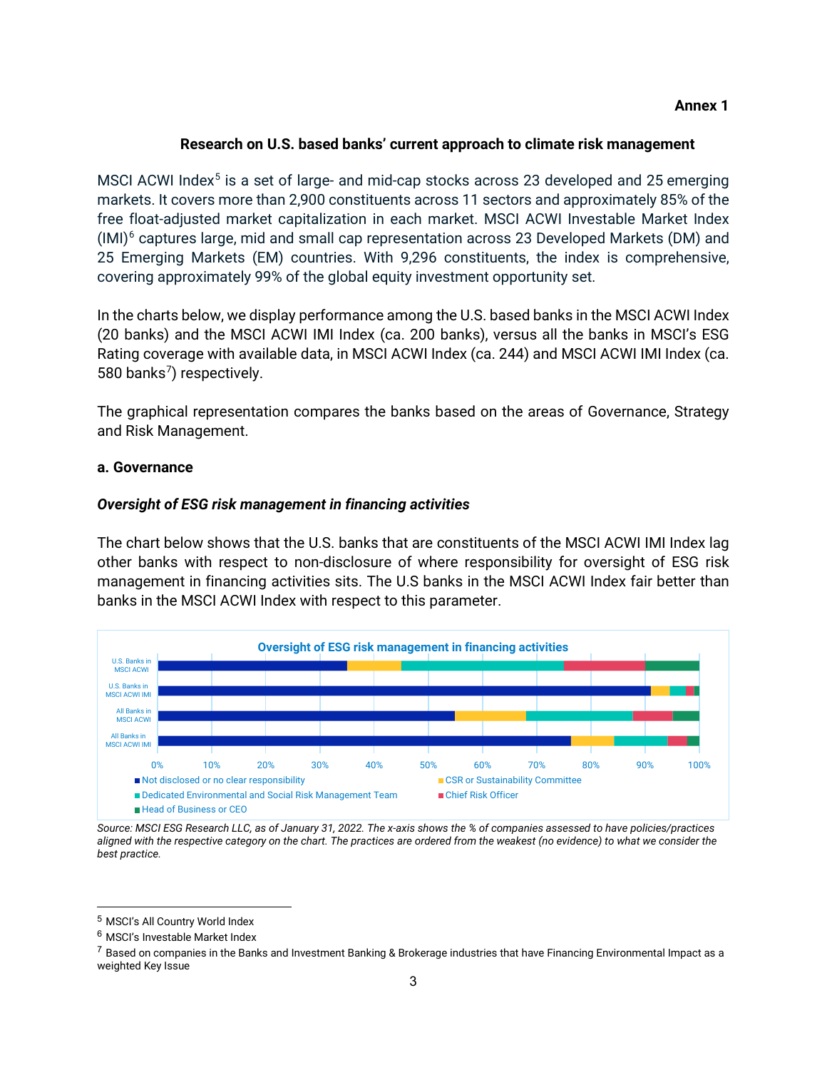**Annex 1**

**Research on U.S. based banks' current approach to climate risk management**

MSCI ACWI Index[5] is a set of large- and mid-cap stocks across 23 developed and 25 emerging markets. It covers more than 2,900 constituents across 11 sectors and approximately 85% of the free float-adjusted market capitalization in each market. MSCI ACWI Investable Market Index (IMI)[6] captures large, mid and small cap representation across 23 Developed Markets (DM) and 25 Emerging Markets (EM) countries. With 9,296 constituents, the index is comprehensive, covering approximately 99% of the global equity investment opportunity set.

In the charts below, we display performance among the U.S. based banks in the MSCI ACWI Index (20 banks) and the MSCI ACWI IMI Index (ca. 200 banks), versus all the banks in MSCI's ESG Rating coverage with available data, in MSCI ACWI Index (ca. 244) and MSCI ACWI IMI Index (ca. 580 banks[7]) respectively.

The graphical representation compares the banks based on the areas of Governance, Strategy and Risk Management.

**a. Governance**

***Oversight of ESG risk management in financing activities***

The chart below shows that the U.S. banks that are constituents of the MSCI ACWI IMI Index lag other banks with respect to non-disclosure of where responsibility for oversight of ESG risk management in financing activities sits. The U.S banks in the MSCI ACWI Index fair better than banks in the MSCI ACWI Index with respect to this parameter.

*Source: MSCI ESG Research LLC, as of January 31, 2022. The x-axis shows the % of companies assessed to have policies/practices aligned with the respective category on the chart. The practices are ordered from the weakest (no evidence) to what we consider the best practice.*

---

[5] MSCI's All Country World Index

[6] MSCI's Investable Market Index

[7] Based on companies in the Banks and Investment Banking & Brokerage industries that have Financing Environmental Impact as a weighted Key Issue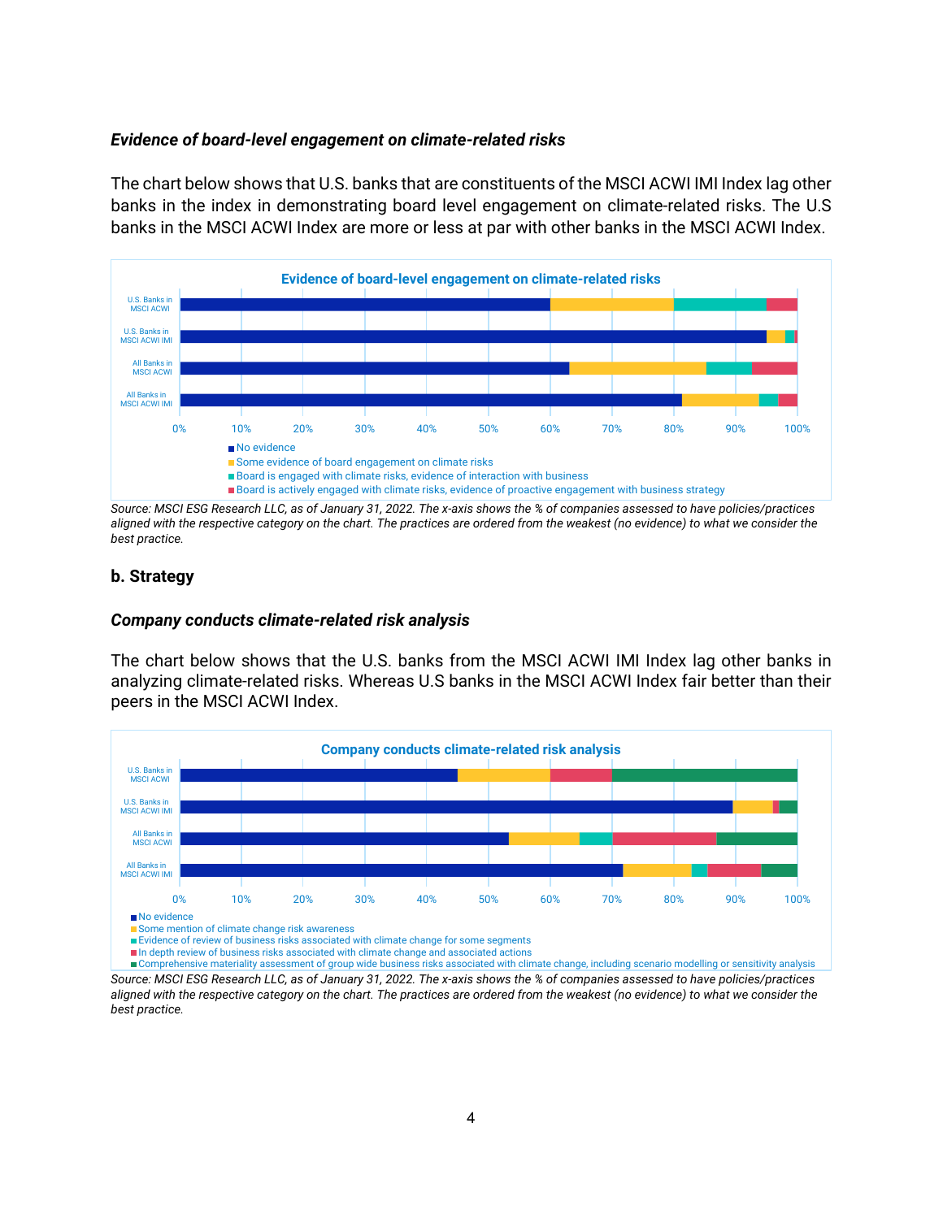### *Evidence of board-level engagement on climate-related risks*

The chart below shows that U.S. banks that are constituents of the MSCI ACWI IMI Index lag other banks in the index in demonstrating board level engagement on climate-related risks. The U.S banks in the MSCI ACWI Index are more or less at par with other banks in the MSCI ACWI Index.

**Evidence of board-level engagement on climate-related risks**

- U.S. Banks in MSCI ACWI
- U.S. Banks in MSCI ACWI IMI
- All Banks in MSCI ACWI
- All Banks in MSCI ACWI IMI

0% 10% 20% 30% 40% 50% 60% 70% 80% 90% 100%

- No evidence
- Some evidence of board engagement on climate risks
- Board is engaged with climate risks, evidence of interaction with business
- Board is actively engaged with climate risks, evidence of proactive engagement with business strategy

*Source: MSCI ESG Research LLC, as of January 31, 2022. The x-axis shows the % of companies assessed to have policies/practices aligned with the respective category on the chart. The practices are ordered from the weakest (no evidence) to what we consider the best practice.*

## b. Strategy

### *Company conducts climate-related risk analysis*

The chart below shows that the U.S. banks from the MSCI ACWI IMI Index lag other banks in analyzing climate-related risks. Whereas U.S banks in the MSCI ACWI Index fair better than their peers in the MSCI ACWI Index.

**Company conducts climate-related risk analysis**

- U.S. Banks in MSCI ACWI
- U.S. Banks in MSCI ACWI IMI
- All Banks in MSCI ACWI
- All Banks in MSCI ACWI IMI

0% 10% 20% 30% 40% 50% 60% 70% 80% 90% 100%

- No evidence
- Some mention of climate change risk awareness
- Evidence of review of business risks associated with climate change for some segments
- In depth review of business risks associated with climate change and associated actions
- Comprehensive materiality assessment of group wide business risks associated with climate change, including scenario modelling or sensitivity analysis

*Source: MSCI ESG Research LLC, as of January 31, 2022. The x-axis shows the % of companies assessed to have policies/practices aligned with the respective category on the chart. The practices are ordered from the weakest (no evidence) to what we consider the best practice.*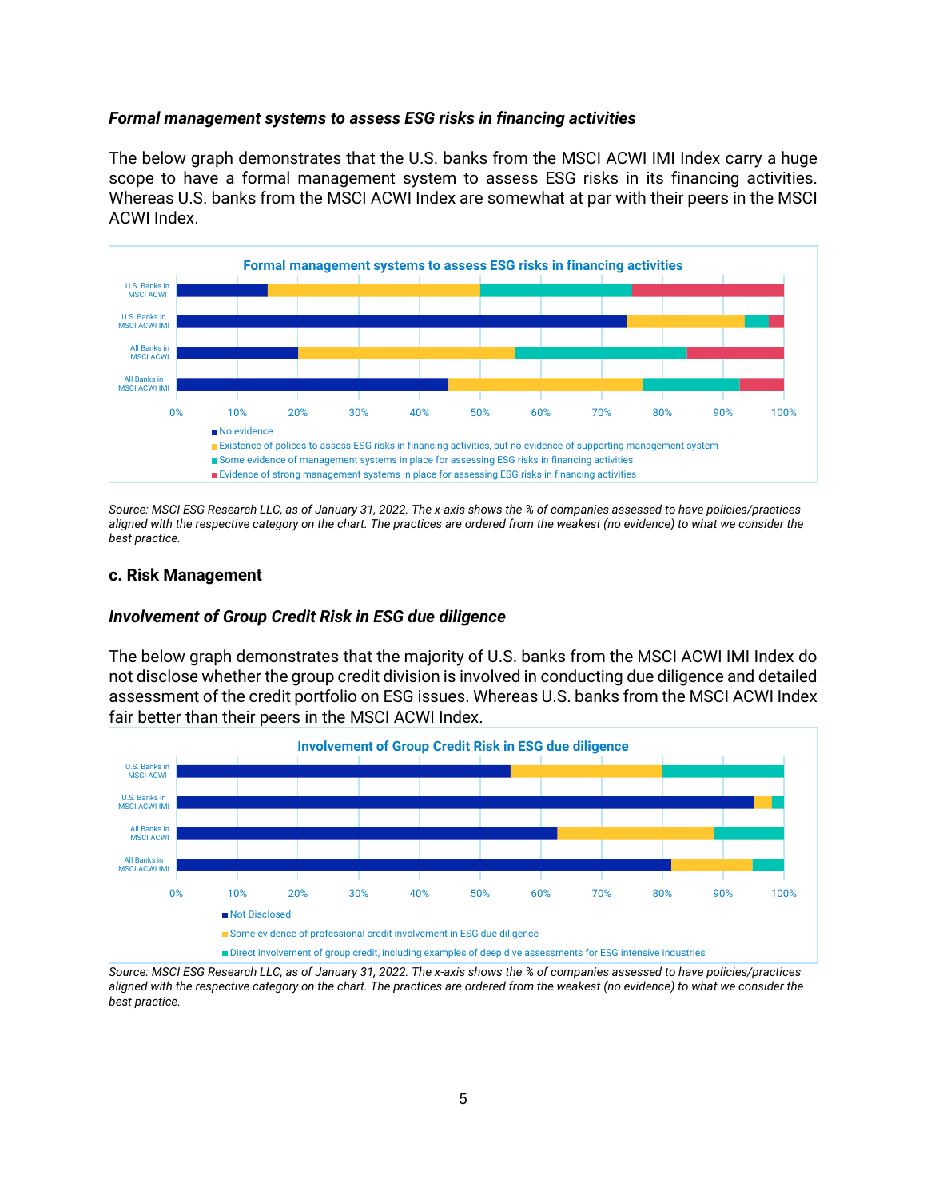### *Formal management systems to assess ESG risks in financing activities*

The below graph demonstrates that the U.S. banks from the MSCI ACWI IMI Index carry a huge scope to have a formal management system to assess ESG risks in its financing activities. Whereas U.S. banks from the MSCI ACWI Index are somewhat at par with their peers in the MSCI ACWI Index.

**Formal management systems to assess ESG risks in financing activities**

- No evidence
- Existence of polices to assess ESG risks in financing activities, but no evidence of supporting management system
- Some evidence of management systems in place for assessing ESG risks in financing activities
- Evidence of strong management systems in place for assessing ESG risks in financing activities

*Source: MSCI ESG Research LLC, as of January 31, 2022. The x-axis shows the % of companies assessed to have policies/practices aligned with the respective category on the chart. The practices are ordered from the weakest (no evidence) to what we consider the best practice.*

## c. Risk Management

### *Involvement of Group Credit Risk in ESG due diligence*

The below graph demonstrates that the majority of U.S. banks from the MSCI ACWI IMI Index do not disclose whether the group credit division is involved in conducting due diligence and detailed assessment of the credit portfolio on ESG issues. Whereas U.S. banks from the MSCI ACWI Index fair better than their peers in the MSCI ACWI Index.

**Involvement of Group Credit Risk in ESG due diligence**

- Not Disclosed
- Some evidence of professional credit involvement in ESG due diligence
- Direct involvement of group credit, including examples of deep dive assessments for ESG intensive industries

*Source: MSCI ESG Research LLC, as of January 31, 2022. The x-axis shows the % of companies assessed to have policies/practices aligned with the respective category on the chart. The practices are ordered from the weakest (no evidence) to what we consider the best practice.*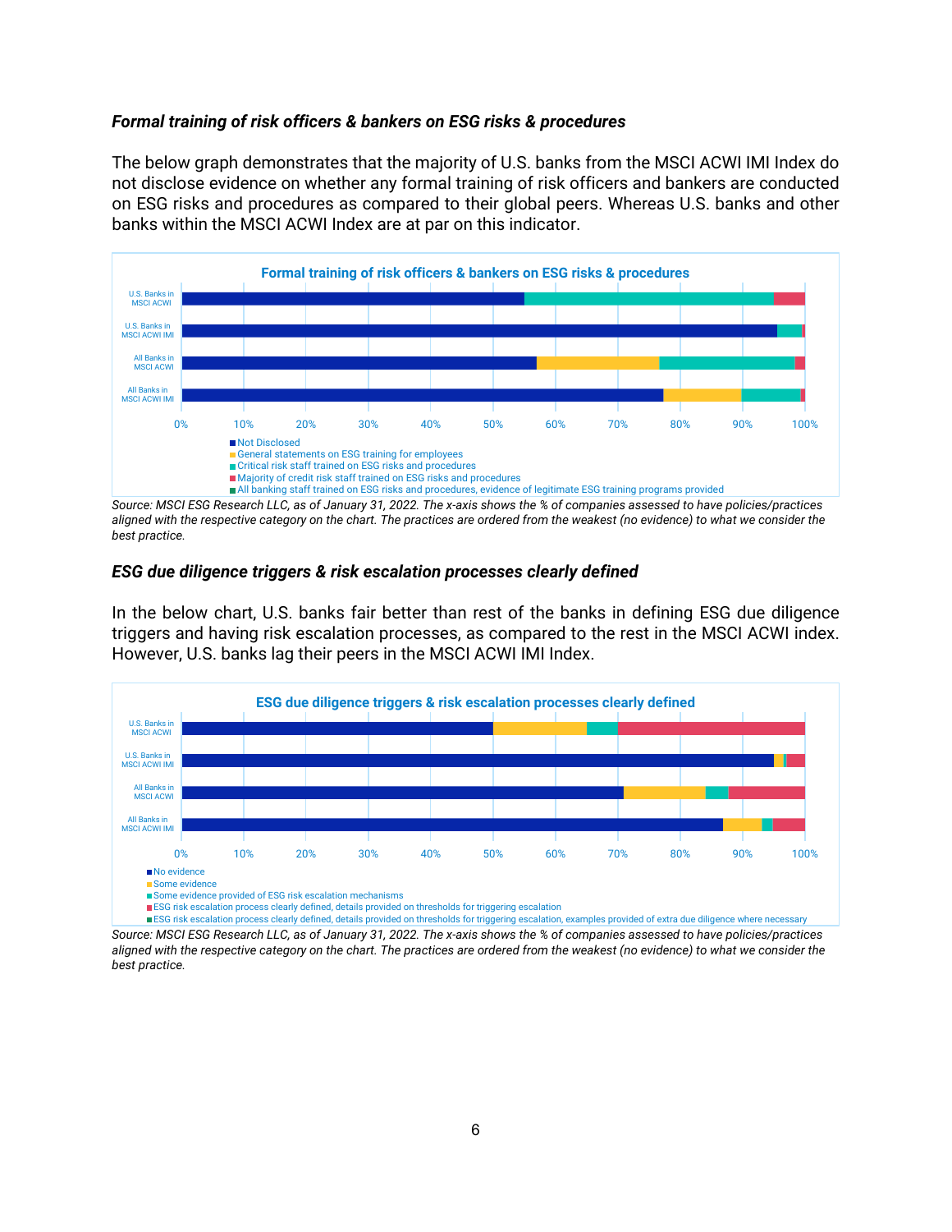***Formal training of risk officers & bankers on ESG risks & procedures***

The below graph demonstrates that the majority of U.S. banks from the MSCI ACWI IMI Index do not disclose evidence on whether any formal training of risk officers and bankers are conducted on ESG risks and procedures as compared to their global peers. Whereas U.S. banks and other banks within the MSCI ACWI Index are at par on this indicator.

**Formal training of risk officers & bankers on ESG risks & procedures**

Categories (y-axis): U.S. Banks in MSCI ACWI; U.S. Banks in MSCI ACWI IMI; All Banks in MSCI ACWI; All Banks in MSCI ACWI IMI

X-axis: 0%, 10%, 20%, 30%, 40%, 50%, 60%, 70%, 80%, 90%, 100%

Legend:
- Not Disclosed
- General statements on ESG training for employees
- Critical risk staff trained on ESG risks and procedures
- Majority of credit risk staff trained on ESG risks and procedures
- All banking staff trained on ESG risks and procedures, evidence of legitimate ESG training programs provided

*Source: MSCI ESG Research LLC, as of January 31, 2022. The x-axis shows the % of companies assessed to have policies/practices aligned with the respective category on the chart. The practices are ordered from the weakest (no evidence) to what we consider the best practice.*

***ESG due diligence triggers & risk escalation processes clearly defined***

In the below chart, U.S. banks fair better than rest of the banks in defining ESG due diligence triggers and having risk escalation processes, as compared to the rest in the MSCI ACWI index. However, U.S. banks lag their peers in the MSCI ACWI IMI Index.

**ESG due diligence triggers & risk escalation processes clearly defined**

Categories (y-axis): U.S. Banks in MSCI ACWI; U.S. Banks in MSCI ACWI IMI; All Banks in MSCI ACWI; All Banks in MSCI ACWI IMI

X-axis: 0%, 10%, 20%, 30%, 40%, 50%, 60%, 70%, 80%, 90%, 100%

Legend:
- No evidence
- Some evidence
- Some evidence provided of ESG risk escalation mechanisms
- ESG risk escalation process clearly defined, details provided on thresholds for triggering escalation
- ESG risk escalation process clearly defined, details provided on thresholds for triggering escalation, examples provided of extra due diligence where necessary

*Source: MSCI ESG Research LLC, as of January 31, 2022. The x-axis shows the % of companies assessed to have policies/practices aligned with the respective category on the chart. The practices are ordered from the weakest (no evidence) to what we consider the best practice.*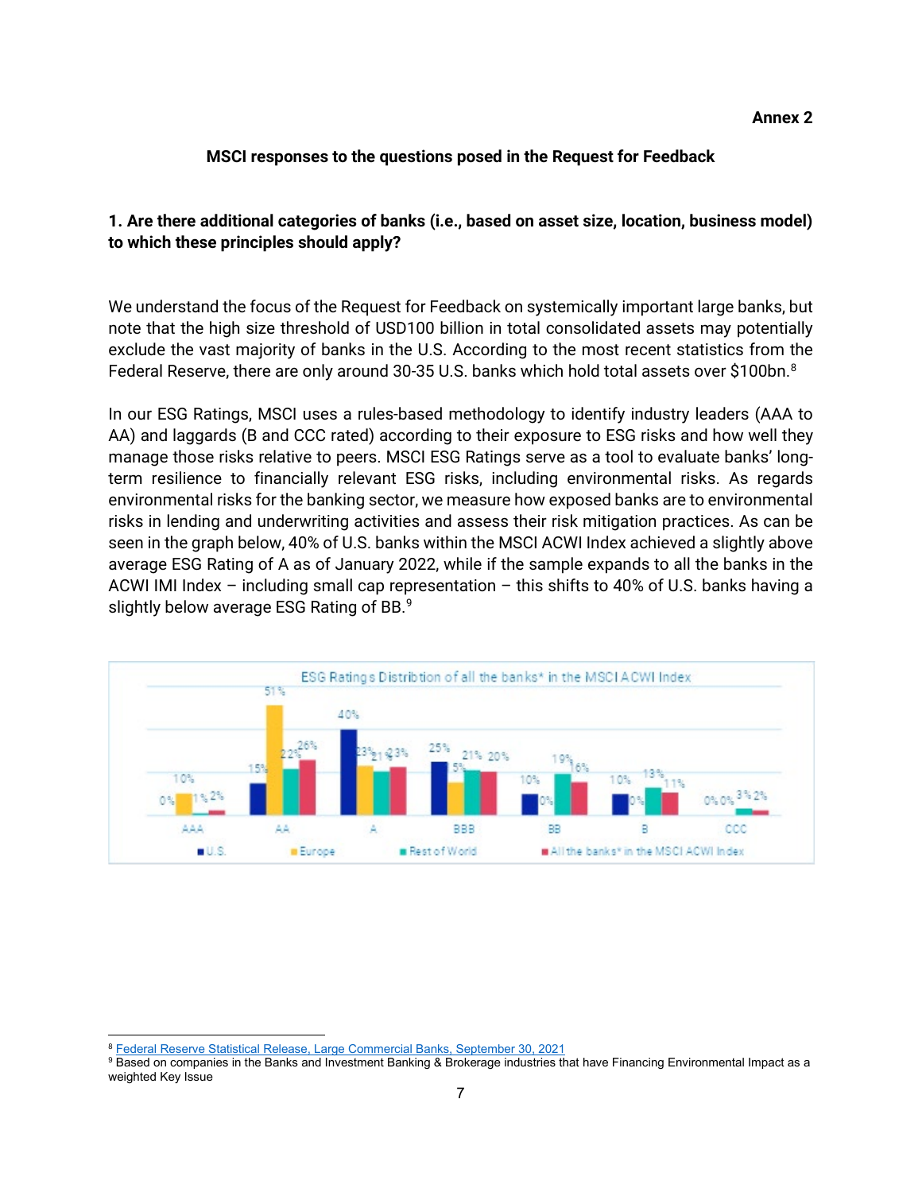**Annex 2**

## MSCI responses to the questions posed in the Request for Feedback

### 1. Are there additional categories of banks (i.e., based on asset size, location, business model) to which these principles should apply?

We understand the focus of the Request for Feedback on systemically important large banks, but note that the high size threshold of USD100 billion in total consolidated assets may potentially exclude the vast majority of banks in the U.S. According to the most recent statistics from the Federal Reserve, there are only around 30-35 U.S. banks which hold total assets over $100bn.[8]

In our ESG Ratings, MSCI uses a rules-based methodology to identify industry leaders (AAA to AA) and laggards (B and CCC rated) according to their exposure to ESG risks and how well they manage those risks relative to peers. MSCI ESG Ratings serve as a tool to evaluate banks' long-term resilience to financially relevant ESG risks, including environmental risks. As regards environmental risks for the banking sector, we measure how exposed banks are to environmental risks in lending and underwriting activities and assess their risk mitigation practices. As can be seen in the graph below, 40% of U.S. banks within the MSCI ACWI Index achieved a slightly above average ESG Rating of A as of January 2022, while if the sample expands to all the banks in the ACWI IMI Index – including small cap representation – this shifts to 40% of U.S. banks having a slightly below average ESG Rating of BB.[9]

ESG Ratings Distribution of all the banks* in the MSCI ACWI Index

| | AAA | AA | A | BBB | BB | B | CCC |
|---|---|---|---|---|---|---|---|
| U.S. | 0% | 15% | 40% | 25% | 10% | 10% | 0% |
| Europe | 10% | 51% | 23% | 15% | 0% | 0% | 0% |
| Rest of World | 1% | 22% | 21% | 21% | 19% | 13% | 3% |
| All the banks* in the MSCI ACWI Index | 2% | 26% | 23% | 20% | 16% | 11% | 2% |

[8] Federal Reserve Statistical Release, Large Commercial Banks, September 30, 2021

[9] Based on companies in the Banks and Investment Banking & Brokerage industries that have Financing Environmental Impact as a weighted Key Issue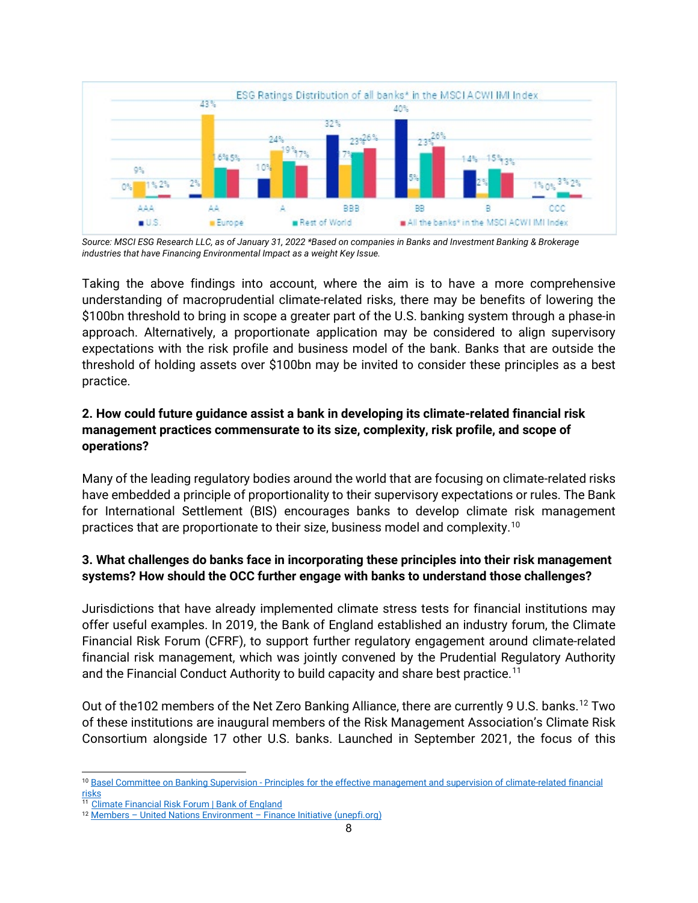Source: MSCI ESG Research LLC, as of January 31, 2022 *Based on companies in Banks and Investment Banking & Brokerage industries that have Financing Environmental Impact as a weight Key Issue.

Taking the above findings into account, where the aim is to have a more comprehensive understanding of macroprudential climate-related risks, there may be benefits of lowering the $100bn threshold to bring in scope a greater part of the U.S. banking system through a phase-in approach. Alternatively, a proportionate application may be considered to align supervisory expectations with the risk profile and business model of the bank. Banks that are outside the threshold of holding assets over $100bn may be invited to consider these principles as a best practice.

**2. How could future guidance assist a bank in developing its climate-related financial risk management practices commensurate to its size, complexity, risk profile, and scope of operations?**

Many of the leading regulatory bodies around the world that are focusing on climate-related risks have embedded a principle of proportionality to their supervisory expectations or rules. The Bank for International Settlement (BIS) encourages banks to develop climate risk management practices that are proportionate to their size, business model and complexity.[10]

**3. What challenges do banks face in incorporating these principles into their risk management systems? How should the OCC further engage with banks to understand those challenges?**

Jurisdictions that have already implemented climate stress tests for financial institutions may offer useful examples. In 2019, the Bank of England established an industry forum, the Climate Financial Risk Forum (CFRF), to support further regulatory engagement around climate-related financial risk management, which was jointly convened by the Prudential Regulatory Authority and the Financial Conduct Authority to build capacity and share best practice.[11]

Out of the102 members of the Net Zero Banking Alliance, there are currently 9 U.S. banks.[12] Two of these institutions are inaugural members of the Risk Management Association's Climate Risk Consortium alongside 17 other U.S. banks. Launched in September 2021, the focus of this

---

[10] Basel Committee on Banking Supervision - Principles for the effective management and supervision of climate-related financial risks

[11] Climate Financial Risk Forum | Bank of England

[12] Members – United Nations Environment – Finance Initiative (unepfi.org)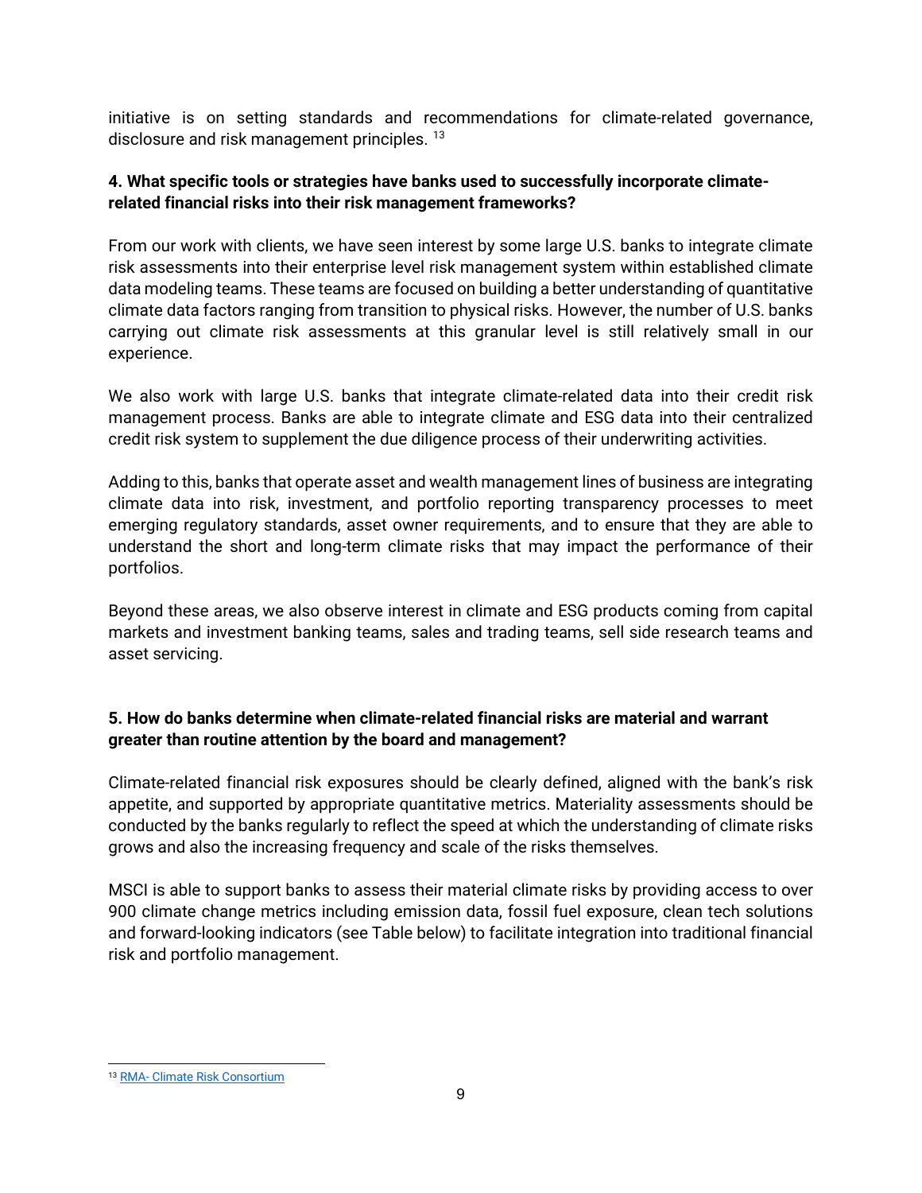initiative is on setting standards and recommendations for climate-related governance, disclosure and risk management principles. [13]

**4. What specific tools or strategies have banks used to successfully incorporate climate-related financial risks into their risk management frameworks?**

From our work with clients, we have seen interest by some large U.S. banks to integrate climate risk assessments into their enterprise level risk management system within established climate data modeling teams. These teams are focused on building a better understanding of quantitative climate data factors ranging from transition to physical risks. However, the number of U.S. banks carrying out climate risk assessments at this granular level is still relatively small in our experience.

We also work with large U.S. banks that integrate climate-related data into their credit risk management process. Banks are able to integrate climate and ESG data into their centralized credit risk system to supplement the due diligence process of their underwriting activities.

Adding to this, banks that operate asset and wealth management lines of business are integrating climate data into risk, investment, and portfolio reporting transparency processes to meet emerging regulatory standards, asset owner requirements, and to ensure that they are able to understand the short and long-term climate risks that may impact the performance of their portfolios.

Beyond these areas, we also observe interest in climate and ESG products coming from capital markets and investment banking teams, sales and trading teams, sell side research teams and asset servicing.

**5. How do banks determine when climate-related financial risks are material and warrant greater than routine attention by the board and management?**

Climate-related financial risk exposures should be clearly defined, aligned with the bank's risk appetite, and supported by appropriate quantitative metrics. Materiality assessments should be conducted by the banks regularly to reflect the speed at which the understanding of climate risks grows and also the increasing frequency and scale of the risks themselves.

MSCI is able to support banks to assess their material climate risks by providing access to over 900 climate change metrics including emission data, fossil fuel exposure, clean tech solutions and forward-looking indicators (see Table below) to facilitate integration into traditional financial risk and portfolio management.

---

[13] RMA- Climate Risk Consortium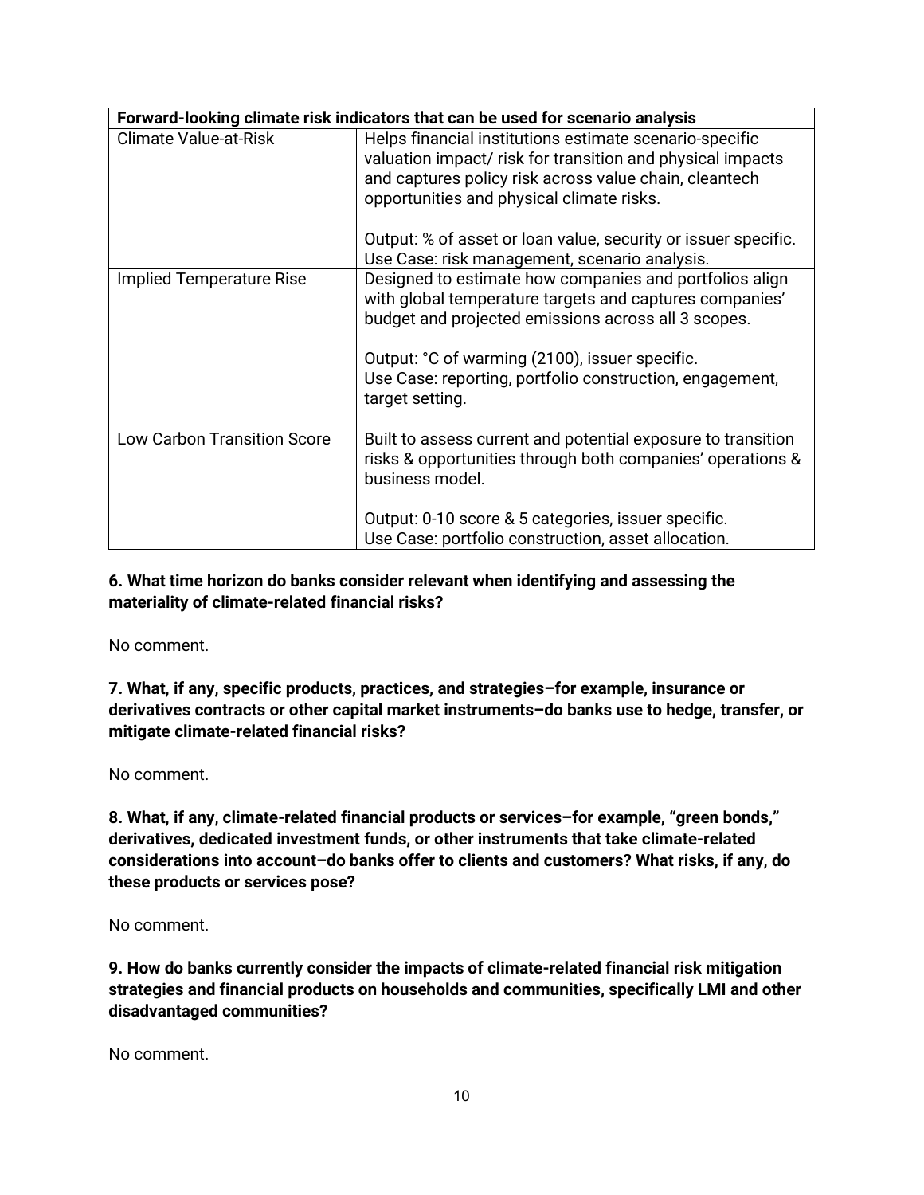| Forward-looking climate risk indicators that can be used for scenario analysis | |
|---|---|
| Climate Value-at-Risk | Helps financial institutions estimate scenario-specific valuation impact/ risk for transition and physical impacts and captures policy risk across value chain, cleantech opportunities and physical climate risks.<br><br>Output: % of asset or loan value, security or issuer specific.<br>Use Case: risk management, scenario analysis. |
| Implied Temperature Rise | Designed to estimate how companies and portfolios align with global temperature targets and captures companies' budget and projected emissions across all 3 scopes.<br><br>Output: °C of warming (2100), issuer specific.<br>Use Case: reporting, portfolio construction, engagement, target setting. |
| Low Carbon Transition Score | Built to assess current and potential exposure to transition risks & opportunities through both companies' operations & business model.<br><br>Output: 0-10 score & 5 categories, issuer specific.<br>Use Case: portfolio construction, asset allocation. |

**6. What time horizon do banks consider relevant when identifying and assessing the materiality of climate-related financial risks?**

No comment.

**7. What, if any, specific products, practices, and strategies–for example, insurance or derivatives contracts or other capital market instruments–do banks use to hedge, transfer, or mitigate climate-related financial risks?**

No comment.

**8. What, if any, climate-related financial products or services–for example, "green bonds," derivatives, dedicated investment funds, or other instruments that take climate-related considerations into account–do banks offer to clients and customers? What risks, if any, do these products or services pose?**

No comment.

**9. How do banks currently consider the impacts of climate-related financial risk mitigation strategies and financial products on households and communities, specifically LMI and other disadvantaged communities?**

No comment.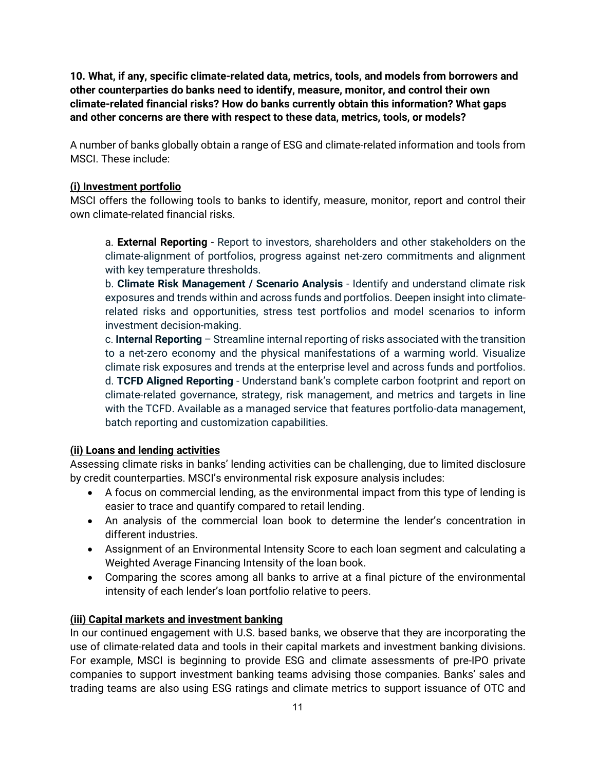**10. What, if any, specific climate-related data, metrics, tools, and models from borrowers and other counterparties do banks need to identify, measure, monitor, and control their own climate-related financial risks? How do banks currently obtain this information? What gaps and other concerns are there with respect to these data, metrics, tools, or models?**

A number of banks globally obtain a range of ESG and climate-related information and tools from MSCI. These include:

**(i) Investment portfolio**

MSCI offers the following tools to banks to identify, measure, monitor, report and control their own climate-related financial risks.

> a. **External Reporting** - Report to investors, shareholders and other stakeholders on the climate-alignment of portfolios, progress against net-zero commitments and alignment with key temperature thresholds.
>
> b. **Climate Risk Management / Scenario Analysis** - Identify and understand climate risk exposures and trends within and across funds and portfolios. Deepen insight into climate-related risks and opportunities, stress test portfolios and model scenarios to inform investment decision-making.
>
> c. **Internal Reporting** – Streamline internal reporting of risks associated with the transition to a net-zero economy and the physical manifestations of a warming world. Visualize climate risk exposures and trends at the enterprise level and across funds and portfolios.
>
> d. **TCFD Aligned Reporting** - Understand bank's complete carbon footprint and report on climate-related governance, strategy, risk management, and metrics and targets in line with the TCFD. Available as a managed service that features portfolio-data management, batch reporting and customization capabilities.

**(ii) Loans and lending activities**

Assessing climate risks in banks' lending activities can be challenging, due to limited disclosure by credit counterparties. MSCI's environmental risk exposure analysis includes:

- A focus on commercial lending, as the environmental impact from this type of lending is easier to trace and quantify compared to retail lending.
- An analysis of the commercial loan book to determine the lender's concentration in different industries.
- Assignment of an Environmental Intensity Score to each loan segment and calculating a Weighted Average Financing Intensity of the loan book.
- Comparing the scores among all banks to arrive at a final picture of the environmental intensity of each lender's loan portfolio relative to peers.

**(iii) Capital markets and investment banking**

In our continued engagement with U.S. based banks, we observe that they are incorporating the use of climate-related data and tools in their capital markets and investment banking divisions. For example, MSCI is beginning to provide ESG and climate assessments of pre-IPO private companies to support investment banking teams advising those companies. Banks' sales and trading teams are also using ESG ratings and climate metrics to support issuance of OTC and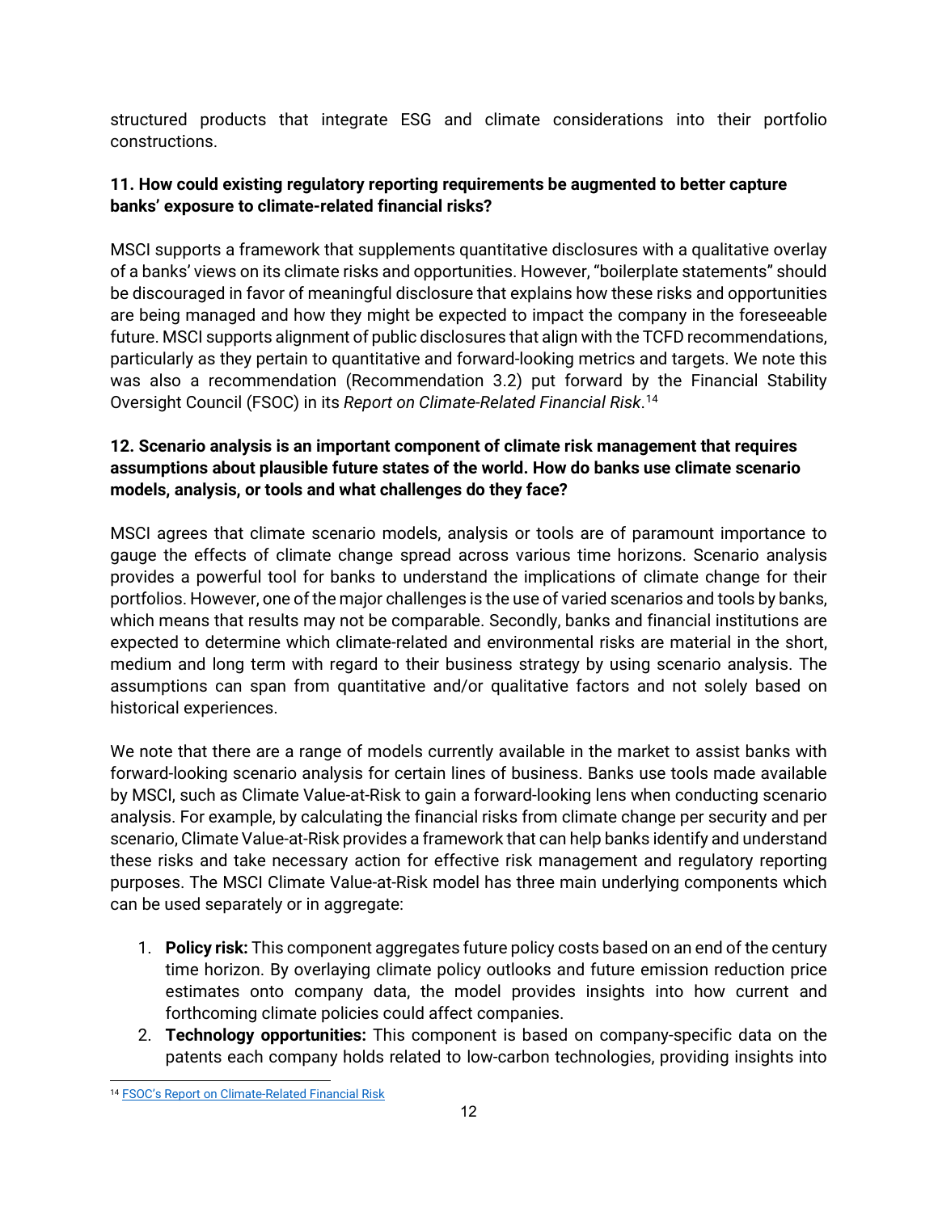structured products that integrate ESG and climate considerations into their portfolio constructions.

**11. How could existing regulatory reporting requirements be augmented to better capture banks' exposure to climate-related financial risks?**

MSCI supports a framework that supplements quantitative disclosures with a qualitative overlay of a banks' views on its climate risks and opportunities. However, "boilerplate statements" should be discouraged in favor of meaningful disclosure that explains how these risks and opportunities are being managed and how they might be expected to impact the company in the foreseeable future. MSCI supports alignment of public disclosures that align with the TCFD recommendations, particularly as they pertain to quantitative and forward-looking metrics and targets. We note this was also a recommendation (Recommendation 3.2) put forward by the Financial Stability Oversight Council (FSOC) in its *Report on Climate-Related Financial Risk*.[14]

**12. Scenario analysis is an important component of climate risk management that requires assumptions about plausible future states of the world. How do banks use climate scenario models, analysis, or tools and what challenges do they face?**

MSCI agrees that climate scenario models, analysis or tools are of paramount importance to gauge the effects of climate change spread across various time horizons. Scenario analysis provides a powerful tool for banks to understand the implications of climate change for their portfolios. However, one of the major challenges is the use of varied scenarios and tools by banks, which means that results may not be comparable. Secondly, banks and financial institutions are expected to determine which climate-related and environmental risks are material in the short, medium and long term with regard to their business strategy by using scenario analysis. The assumptions can span from quantitative and/or qualitative factors and not solely based on historical experiences.

We note that there are a range of models currently available in the market to assist banks with forward-looking scenario analysis for certain lines of business. Banks use tools made available by MSCI, such as Climate Value-at-Risk to gain a forward-looking lens when conducting scenario analysis. For example, by calculating the financial risks from climate change per security and per scenario, Climate Value-at-Risk provides a framework that can help banks identify and understand these risks and take necessary action for effective risk management and regulatory reporting purposes. The MSCI Climate Value-at-Risk model has three main underlying components which can be used separately or in aggregate:

1. **Policy risk:** This component aggregates future policy costs based on an end of the century time horizon. By overlaying climate policy outlooks and future emission reduction price estimates onto company data, the model provides insights into how current and forthcoming climate policies could affect companies.
2. **Technology opportunities:** This component is based on company-specific data on the patents each company holds related to low-carbon technologies, providing insights into

[14] FSOC's Report on Climate-Related Financial Risk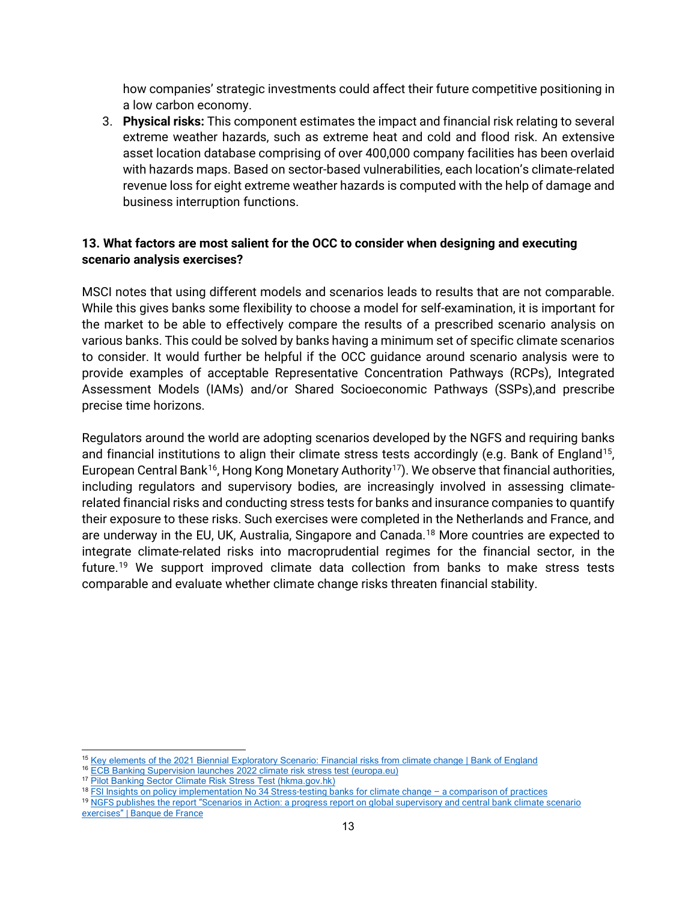how companies' strategic investments could affect their future competitive positioning in a low carbon economy.

3. **Physical risks:** This component estimates the impact and financial risk relating to several extreme weather hazards, such as extreme heat and cold and flood risk. An extensive asset location database comprising of over 400,000 company facilities has been overlaid with hazards maps. Based on sector-based vulnerabilities, each location's climate-related revenue loss for eight extreme weather hazards is computed with the help of damage and business interruption functions.

**13. What factors are most salient for the OCC to consider when designing and executing scenario analysis exercises?**

MSCI notes that using different models and scenarios leads to results that are not comparable. While this gives banks some flexibility to choose a model for self-examination, it is important for the market to be able to effectively compare the results of a prescribed scenario analysis on various banks. This could be solved by banks having a minimum set of specific climate scenarios to consider. It would further be helpful if the OCC guidance around scenario analysis were to provide examples of acceptable Representative Concentration Pathways (RCPs), Integrated Assessment Models (IAMs) and/or Shared Socioeconomic Pathways (SSPs),and prescribe precise time horizons.

Regulators around the world are adopting scenarios developed by the NGFS and requiring banks and financial institutions to align their climate stress tests accordingly (e.g. Bank of England[15], European Central Bank[16], Hong Kong Monetary Authority[17]). We observe that financial authorities, including regulators and supervisory bodies, are increasingly involved in assessing climate-related financial risks and conducting stress tests for banks and insurance companies to quantify their exposure to these risks. Such exercises were completed in the Netherlands and France, and are underway in the EU, UK, Australia, Singapore and Canada.[18] More countries are expected to integrate climate-related risks into macroprudential regimes for the financial sector, in the future.[19] We support improved climate data collection from banks to make stress tests comparable and evaluate whether climate change risks threaten financial stability.

---

[15] Key elements of the 2021 Biennial Exploratory Scenario: Financial risks from climate change | Bank of England

[16] ECB Banking Supervision launches 2022 climate risk stress test (europa.eu)

[17] Pilot Banking Sector Climate Risk Stress Test (hkma.gov.hk)

[18] FSI Insights on policy implementation No 34 Stress-testing banks for climate change – a comparison of practices

[19] NGFS publishes the report "Scenarios in Action: a progress report on global supervisory and central bank climate scenario exercises" | Banque de France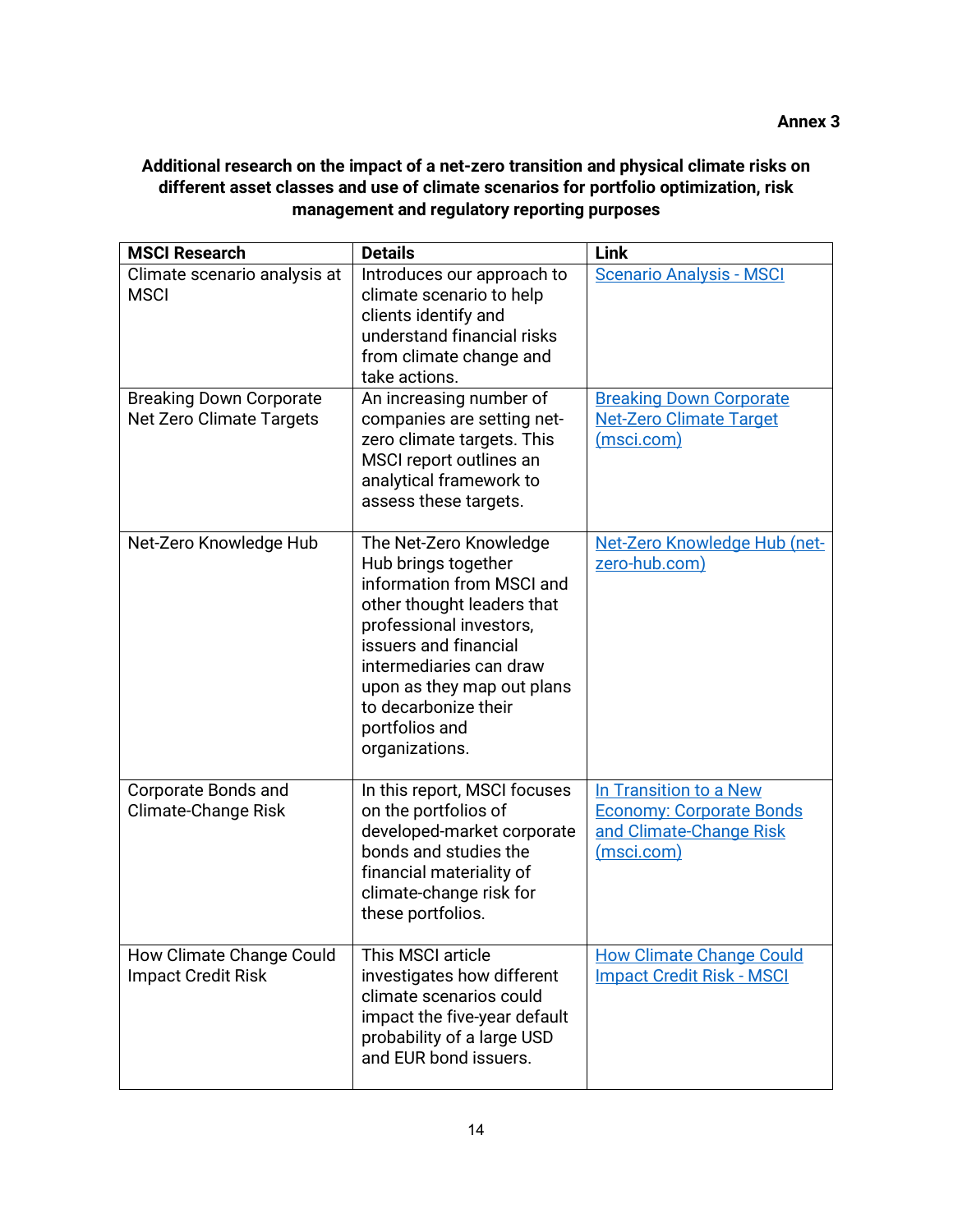**Annex 3**

**Additional research on the impact of a net-zero transition and physical climate risks on different asset classes and use of climate scenarios for portfolio optimization, risk management and regulatory reporting purposes**

| MSCI Research | Details | Link |
| --- | --- | --- |
| Climate scenario analysis at MSCI | Introduces our approach to climate scenario to help clients identify and understand financial risks from climate change and take actions. | Scenario Analysis - MSCI |
| Breaking Down Corporate Net Zero Climate Targets | An increasing number of companies are setting net-zero climate targets. This MSCI report outlines an analytical framework to assess these targets. | Breaking Down Corporate Net-Zero Climate Target (msci.com) |
| Net-Zero Knowledge Hub | The Net-Zero Knowledge Hub brings together information from MSCI and other thought leaders that professional investors, issuers and financial intermediaries can draw upon as they map out plans to decarbonize their portfolios and organizations. | Net-Zero Knowledge Hub (net-zero-hub.com) |
| Corporate Bonds and Climate-Change Risk | In this report, MSCI focuses on the portfolios of developed-market corporate bonds and studies the financial materiality of climate-change risk for these portfolios. | In Transition to a New Economy: Corporate Bonds and Climate-Change Risk (msci.com) |
| How Climate Change Could Impact Credit Risk | This MSCI article investigates how different climate scenarios could impact the five-year default probability of a large USD and EUR bond issuers. | How Climate Change Could Impact Credit Risk - MSCI |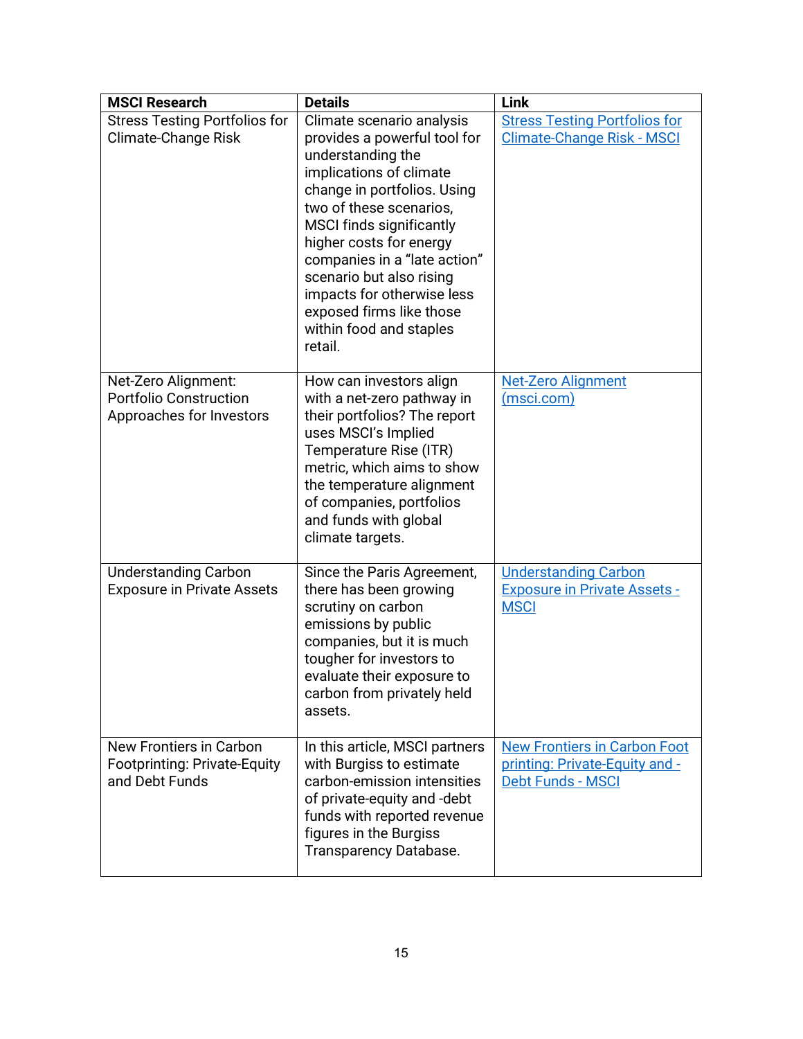| MSCI Research | Details | Link |
|---|---|---|
| Stress Testing Portfolios for Climate-Change Risk | Climate scenario analysis provides a powerful tool for understanding the implications of climate change in portfolios. Using two of these scenarios, MSCI finds significantly higher costs for energy companies in a "late action" scenario but also rising impacts for otherwise less exposed firms like those within food and staples retail. | Stress Testing Portfolios for Climate-Change Risk - MSCI |
| Net-Zero Alignment: Portfolio Construction Approaches for Investors | How can investors align with a net-zero pathway in their portfolios? The report uses MSCI's Implied Temperature Rise (ITR) metric, which aims to show the temperature alignment of companies, portfolios and funds with global climate targets. | Net-Zero Alignment (msci.com) |
| Understanding Carbon Exposure in Private Assets | Since the Paris Agreement, there has been growing scrutiny on carbon emissions by public companies, but it is much tougher for investors to evaluate their exposure to carbon from privately held assets. | Understanding Carbon Exposure in Private Assets - MSCI |
| New Frontiers in Carbon Footprinting: Private-Equity and Debt Funds | In this article, MSCI partners with Burgiss to estimate carbon-emission intensities of private-equity and -debt funds with reported revenue figures in the Burgiss Transparency Database. | New Frontiers in Carbon Foot printing: Private-Equity and - Debt Funds - MSCI |